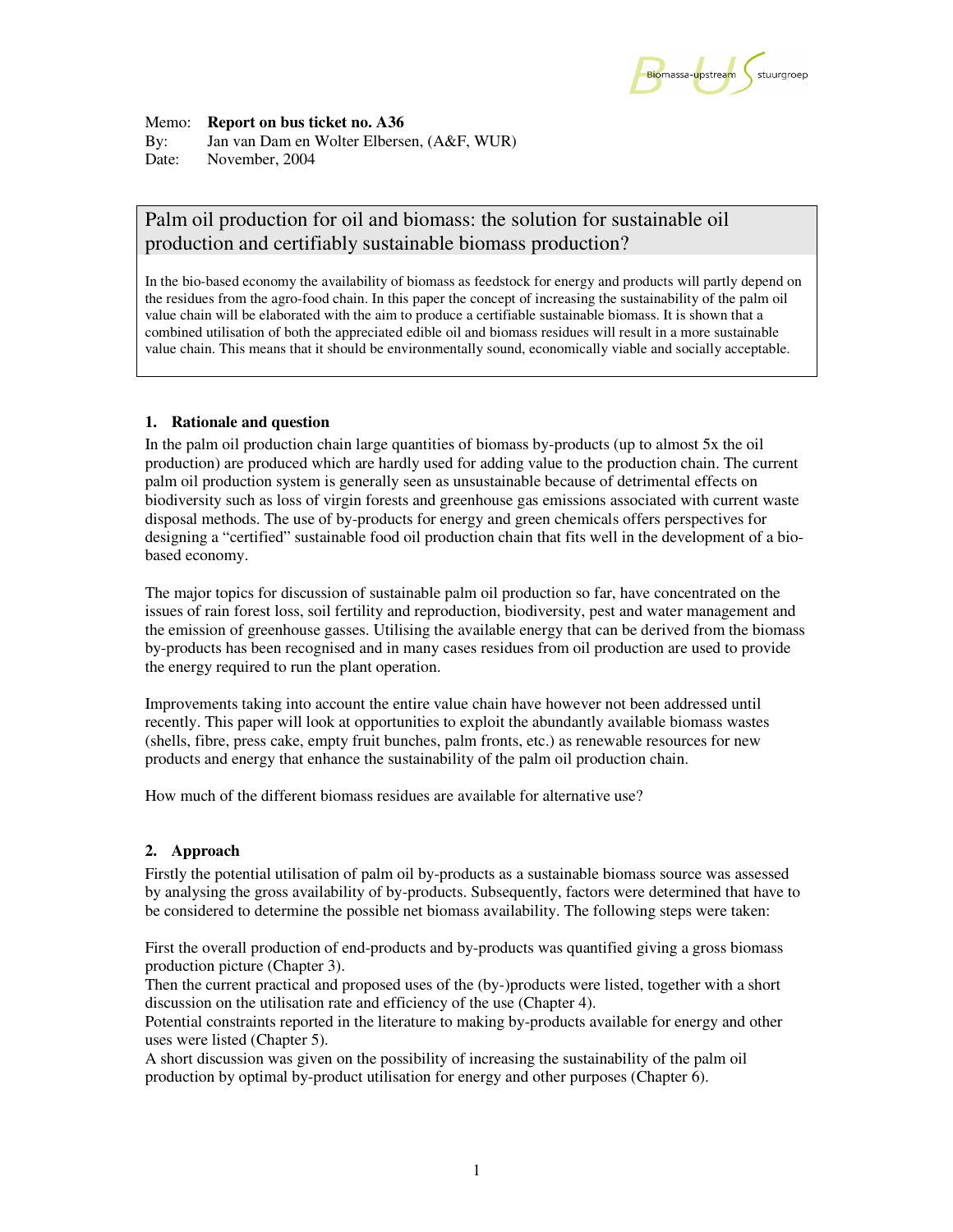Memo: **Report on bus ticket no. A36**
By: Jan van Dam en Wolter Elbersen, (A&F, WUR)
Date: November, 2004

## Palm oil production for oil and biomass: the solution for sustainable oil production and certifiably sustainable biomass production?

In the bio-based economy the availability of biomass as feedstock for energy and products will partly depend on the residues from the agro-food chain. In this paper the concept of increasing the sustainability of the palm oil value chain will be elaborated with the aim to produce a certifiable sustainable biomass. It is shown that a combined utilisation of both the appreciated edible oil and biomass residues will result in a more sustainable value chain. This means that it should be environmentally sound, economically viable and socially acceptable.

### 1. Rationale and question

In the palm oil production chain large quantities of biomass by-products (up to almost 5x the oil production) are produced which are hardly used for adding value to the production chain. The current palm oil production system is generally seen as unsustainable because of detrimental effects on biodiversity such as loss of virgin forests and greenhouse gas emissions associated with current waste disposal methods. The use of by-products for energy and green chemicals offers perspectives for designing a "certified" sustainable food oil production chain that fits well in the development of a bio-based economy.

The major topics for discussion of sustainable palm oil production so far, have concentrated on the issues of rain forest loss, soil fertility and reproduction, biodiversity, pest and water management and the emission of greenhouse gasses. Utilising the available energy that can be derived from the biomass by-products has been recognised and in many cases residues from oil production are used to provide the energy required to run the plant operation.

Improvements taking into account the entire value chain have however not been addressed until recently. This paper will look at opportunities to exploit the abundantly available biomass wastes (shells, fibre, press cake, empty fruit bunches, palm fronts, etc.) as renewable resources for new products and energy that enhance the sustainability of the palm oil production chain.

How much of the different biomass residues are available for alternative use?

### 2. Approach

Firstly the potential utilisation of palm oil by-products as a sustainable biomass source was assessed by analysing the gross availability of by-products. Subsequently, factors were determined that have to be considered to determine the possible net biomass availability. The following steps were taken:

First the overall production of end-products and by-products was quantified giving a gross biomass production picture (Chapter 3).
Then the current practical and proposed uses of the (by-)products were listed, together with a short discussion on the utilisation rate and efficiency of the use (Chapter 4).
Potential constraints reported in the literature to making by-products available for energy and other uses were listed (Chapter 5).
A short discussion was given on the possibility of increasing the sustainability of the palm oil production by optimal by-product utilisation for energy and other purposes (Chapter 6).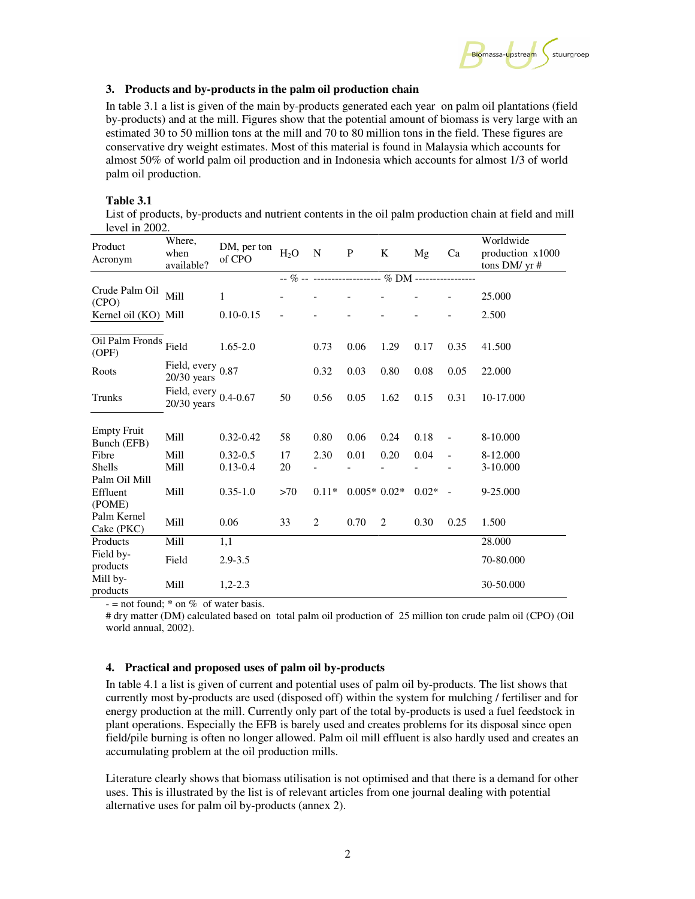## 3. Products and by-products in the palm oil production chain

In table 3.1 a list is given of the main by-products generated each year on palm oil plantations (field by-products) and at the mill. Figures show that the potential amount of biomass is very large with an estimated 30 to 50 million tons at the mill and 70 to 80 million tons in the field. These figures are conservative dry weight estimates. Most of this material is found in Malaysia which accounts for almost 50% of world palm oil production and in Indonesia which accounts for almost 1/3 of world palm oil production.

**Table 3.1**

List of products, by-products and nutrient contents in the oil palm production chain at field and mill level in 2002.

| Product Acronym | Where, when available? | DM, per ton of CPO | $H_2O$ | N | P | K | Mg | Ca | Worldwide production x1000 tons DM/ yr # |
|---|---|---|---|---|---|---|---|---|---|
| | | | -- % -- | ------------------ | | % DM | ---------------- | | |
| Crude Palm Oil (CPO) | Mill | 1 | - | - | - | - | - | - | 25.000 |
| Kernel oil (KO) | Mill | 0.10-0.15 | - | - | - | - | - | - | 2.500 |
| Oil Palm Fronds (OPF) | Field | 1.65-2.0 | | 0.73 | 0.06 | 1.29 | 0.17 | 0.35 | 41.500 |
| Roots | Field, every 20/30 years | 0.87 | | 0.32 | 0.03 | 0.80 | 0.08 | 0.05 | 22.000 |
| Trunks | Field, every 20/30 years | 0.4-0.67 | 50 | 0.56 | 0.05 | 1.62 | 0.15 | 0.31 | 10-17.000 |
| Empty Fruit Bunch (EFB) | Mill | 0.32-0.42 | 58 | 0.80 | 0.06 | 0.24 | 0.18 | - | 8-10.000 |
| Fibre | Mill | 0.32-0.5 | 17 | 2.30 | 0.01 | 0.20 | 0.04 | - | 8-12.000 |
| Shells | Mill | 0.13-0.4 | 20 | - | - | - | - | - | 3-10.000 |
| Palm Oil Mill Effluent (POME) | Mill | 0.35-1.0 | >70 | 0.11* | 0.005* | 0.02* | 0.02* | - | 9-25.000 |
| Palm Kernel Cake (PKC) | Mill | 0.06 | 33 | 2 | 0.70 | 2 | 0.30 | 0.25 | 1.500 |
| Products | Mill | 1,1 | | | | | | | 28.000 |
| Field by-products | Field | 2.9-3.5 | | | | | | | 70-80.000 |
| Mill by-products | Mill | 1,2-2.3 | | | | | | | 30-50.000 |

- = not found; * on % of water basis.

# dry matter (DM) calculated based on total palm oil production of 25 million ton crude palm oil (CPO) (Oil world annual, 2002).

## 4. Practical and proposed uses of palm oil by-products

In table 4.1 a list is given of current and potential uses of palm oil by-products. The list shows that currently most by-products are used (disposed off) within the system for mulching / fertiliser and for energy production at the mill. Currently only part of the total by-products is used a fuel feedstock in plant operations. Especially the EFB is barely used and creates problems for its disposal since open field/pile burning is often no longer allowed. Palm oil mill effluent is also hardly used and creates an accumulating problem at the oil production mills.

Literature clearly shows that biomass utilisation is not optimised and that there is a demand for other uses. This is illustrated by the list is of relevant articles from one journal dealing with potential alternative uses for palm oil by-products (annex 2).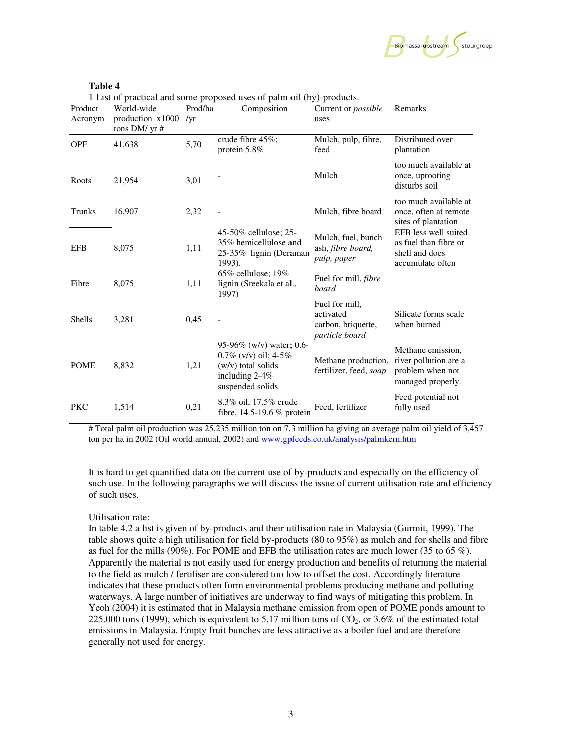**Table 4**

1 List of practical and some proposed uses of palm oil (by)-products.

| Product Acronym | World-wide production x1000 tons DM/ yr # | Prod/ha /yr | Composition | Current or *possible* uses | Remarks |
|---|---|---|---|---|---|
| OPF | 41,638 | 5,70 | crude fibre 45%; protein 5.8% | Mulch, pulp, fibre, feed | Distributed over plantation |
| Roots | 21,954 | 3,01 | - | Mulch | too much available at once, uprooting disturbs soil |
| Trunks | 16,907 | 2,32 | - | Mulch, fibre board | too much available at once, often at remote sites of plantation |
| EFB | 8,075 | 1,11 | 45-50% cellulose; 25-35% hemicellulose and 25-35% lignin (Deraman 1993). | Mulch, fuel, bunch ash, *fibre board, pulp, paper* | EFB less well suited as fuel than fibre or shell and does accumulate often |
| Fibre | 8,075 | 1,11 | 65% cellulose; 19% lignin (Sreekala et al., 1997) | Fuel for mill, *fibre board* | |
| Shells | 3,281 | 0,45 | - | Fuel for mill, activated carbon, briquette, *particle board* | Silicate forms scale when burned |
| POME | 8,832 | 1,21 | 95-96% (w/v) water; 0.6-0.7% (v/v) oil; 4-5% (w/v) total solids including 2-4% suspended solids | Methane production, fertilizer, feed, *soap* | Methane emission, river pollution are a problem when not managed properly. |
| PKC | 1,514 | 0,21 | 8.3% oil, 17.5% crude fibre, 14.5-19.6 % protein | Feed, fertilizer | Feed potential not fully used |

# Total palm oil production was 25,235 million ton on 7,3 million ha giving an average palm oil yield of 3,457 ton per ha in 2002 (Oil world annual, 2002) and www.gpfeeds.co.uk/analysis/palmkern.htm

It is hard to get quantified data on the current use of by-products and especially on the efficiency of such use. In the following paragraphs we will discuss the issue of current utilisation rate and efficiency of such uses.

Utilisation rate:

In table 4.2 a list is given of by-products and their utilisation rate in Malaysia (Gurmit, 1999). The table shows quite a high utilisation for field by-products (80 to 95%) as mulch and for shells and fibre as fuel for the mills (90%). For POME and EFB the utilisation rates are much lower (35 to 65 %). Apparently the material is not easily used for energy production and benefits of returning the material to the field as mulch / fertiliser are considered too low to offset the cost. Accordingly literature indicates that these products often form environmental problems producing methane and polluting waterways. A large number of initiatives are underway to find ways of mitigating this problem. In Yeoh (2004) it is estimated that in Malaysia methane emission from open of POME ponds amount to 225.000 tons (1999), which is equivalent to 5,17 million tons of $CO_2$, or 3.6% of the estimated total emissions in Malaysia. Empty fruit bunches are less attractive as a boiler fuel and are therefore generally not used for energy.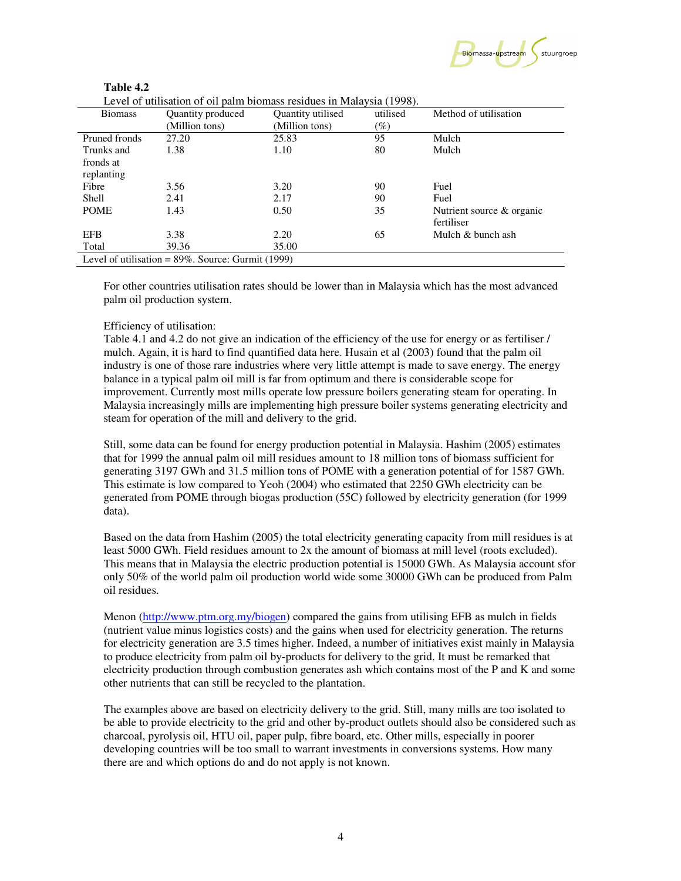**Table 4.2**

Level of utilisation of oil palm biomass residues in Malaysia (1998).

| Biomass | Quantity produced (Million tons) | Quantity utilised (Million tons) | utilised (%) | Method of utilisation |
|---|---|---|---|---|
| Pruned fronds | 27.20 | 25.83 | 95 | Mulch |
| Trunks and fronds at replanting | 1.38 | 1.10 | 80 | Mulch |
| Fibre | 3.56 | 3.20 | 90 | Fuel |
| Shell | 2.41 | 2.17 | 90 | Fuel |
| POME | 1.43 | 0.50 | 35 | Nutrient source & organic fertiliser |
| EFB | 3.38 | 2.20 | 65 | Mulch & bunch ash |
| Total | 39.36 | 35.00 | | |

Level of utilisation = 89%. Source: Gurmit (1999)

For other countries utilisation rates should be lower than in Malaysia which has the most advanced palm oil production system.

Efficiency of utilisation:
Table 4.1 and 4.2 do not give an indication of the efficiency of the use for energy or as fertiliser / mulch. Again, it is hard to find quantified data here. Husain et al (2003) found that the palm oil industry is one of those rare industries where very little attempt is made to save energy. The energy balance in a typical palm oil mill is far from optimum and there is considerable scope for improvement. Currently most mills operate low pressure boilers generating steam for operating. In Malaysia increasingly mills are implementing high pressure boiler systems generating electricity and steam for operation of the mill and delivery to the grid.

Still, some data can be found for energy production potential in Malaysia. Hashim (2005) estimates that for 1999 the annual palm oil mill residues amount to 18 million tons of biomass sufficient for generating 3197 GWh and 31.5 million tons of POME with a generation potential of for 1587 GWh. This estimate is low compared to Yeoh (2004) who estimated that 2250 GWh electricity can be generated from POME through biogas production (55C) followed by electricity generation (for 1999 data).

Based on the data from Hashim (2005) the total electricity generating capacity from mill residues is at least 5000 GWh. Field residues amount to 2x the amount of biomass at mill level (roots excluded). This means that in Malaysia the electric production potential is 15000 GWh. As Malaysia account sfor only 50% of the world palm oil production world wide some 30000 GWh can be produced from Palm oil residues.

Menon (http://www.ptm.org.my/biogen) compared the gains from utilising EFB as mulch in fields (nutrient value minus logistics costs) and the gains when used for electricity generation. The returns for electricity generation are 3.5 times higher. Indeed, a number of initiatives exist mainly in Malaysia to produce electricity from palm oil by-products for delivery to the grid. It must be remarked that electricity production through combustion generates ash which contains most of the P and K and some other nutrients that can still be recycled to the plantation.

The examples above are based on electricity delivery to the grid. Still, many mills are too isolated to be able to provide electricity to the grid and other by-product outlets should also be considered such as charcoal, pyrolysis oil, HTU oil, paper pulp, fibre board, etc. Other mills, especially in poorer developing countries will be too small to warrant investments in conversions systems. How many there are and which options do and do not apply is not known.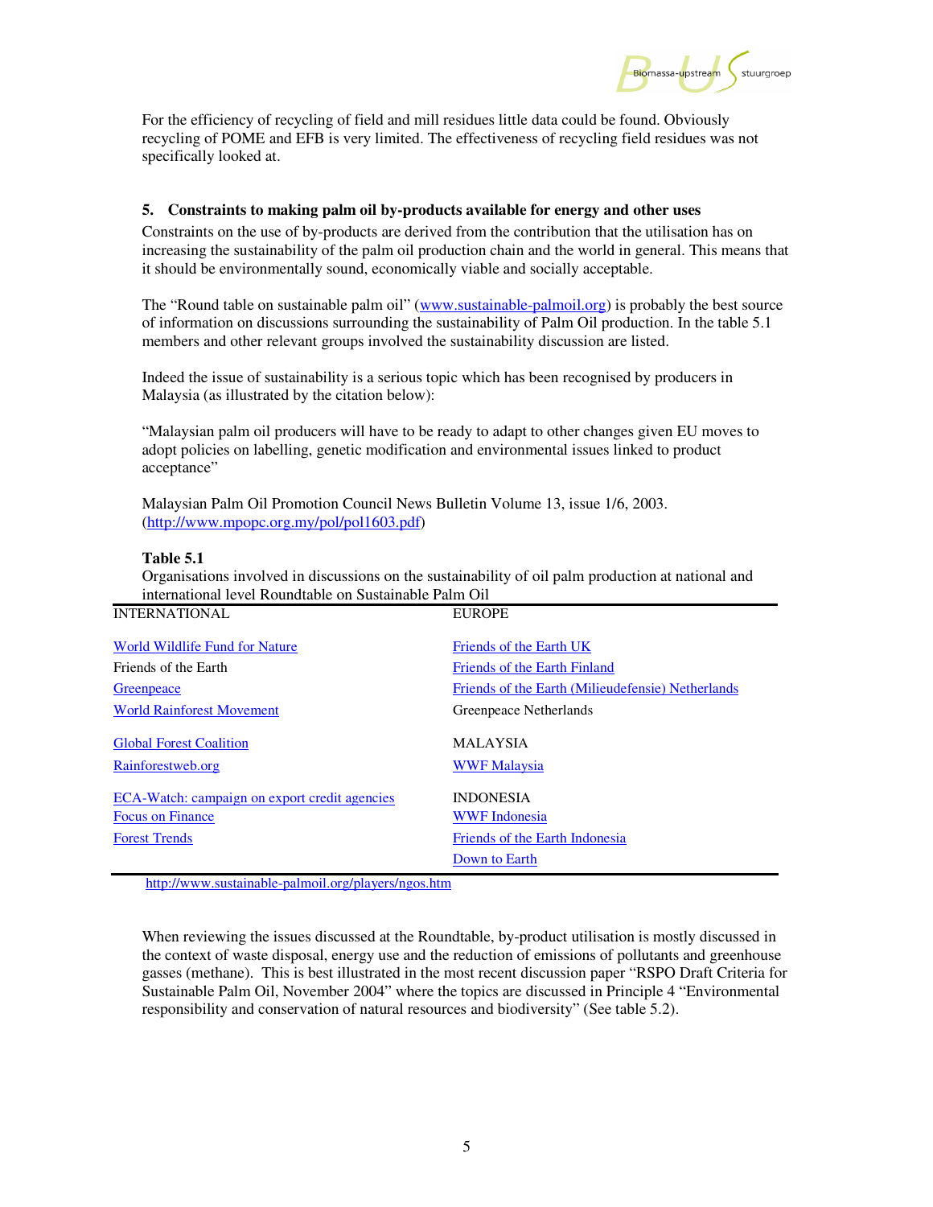For the efficiency of recycling of field and mill residues little data could be found. Obviously recycling of POME and EFB is very limited. The effectiveness of recycling field residues was not specifically looked at.

## 5. Constraints to making palm oil by-products available for energy and other uses

Constraints on the use of by-products are derived from the contribution that the utilisation has on increasing the sustainability of the palm oil production chain and the world in general. This means that it should be environmentally sound, economically viable and socially acceptable.

The "Round table on sustainable palm oil" (www.sustainable-palmoil.org) is probably the best source of information on discussions surrounding the sustainability of Palm Oil production. In the table 5.1 members and other relevant groups involved the sustainability discussion are listed.

Indeed the issue of sustainability is a serious topic which has been recognised by producers in Malaysia (as illustrated by the citation below):

"Malaysian palm oil producers will have to be ready to adapt to other changes given EU moves to adopt policies on labelling, genetic modification and environmental issues linked to product acceptance"

Malaysian Palm Oil Promotion Council News Bulletin Volume 13, issue 1/6, 2003. (http://www.mpopc.org.my/pol/pol1603.pdf)

**Table 5.1**

Organisations involved in discussions on the sustainability of oil palm production at national and international level Roundtable on Sustainable Palm Oil

| INTERNATIONAL | EUROPE |
|---|---|
| World Wildlife Fund for Nature | Friends of the Earth UK |
| Friends of the Earth | Friends of the Earth Finland |
| Greenpeace | Friends of the Earth (Milieudefensie) Netherlands |
| World Rainforest Movement | Greenpeace Netherlands |
| Global Forest Coalition | MALAYSIA |
| Rainforestweb.org | WWF Malaysia |
| ECA-Watch: campaign on export credit agencies | INDONESIA |
| Focus on Finance | WWF Indonesia |
| Forest Trends | Friends of the Earth Indonesia |
| | Down to Earth |

http://www.sustainable-palmoil.org/players/ngos.htm

When reviewing the issues discussed at the Roundtable, by-product utilisation is mostly discussed in the context of waste disposal, energy use and the reduction of emissions of pollutants and greenhouse gasses (methane). This is best illustrated in the most recent discussion paper "RSPO Draft Criteria for Sustainable Palm Oil, November 2004" where the topics are discussed in Principle 4 "Environmental responsibility and conservation of natural resources and biodiversity" (See table 5.2).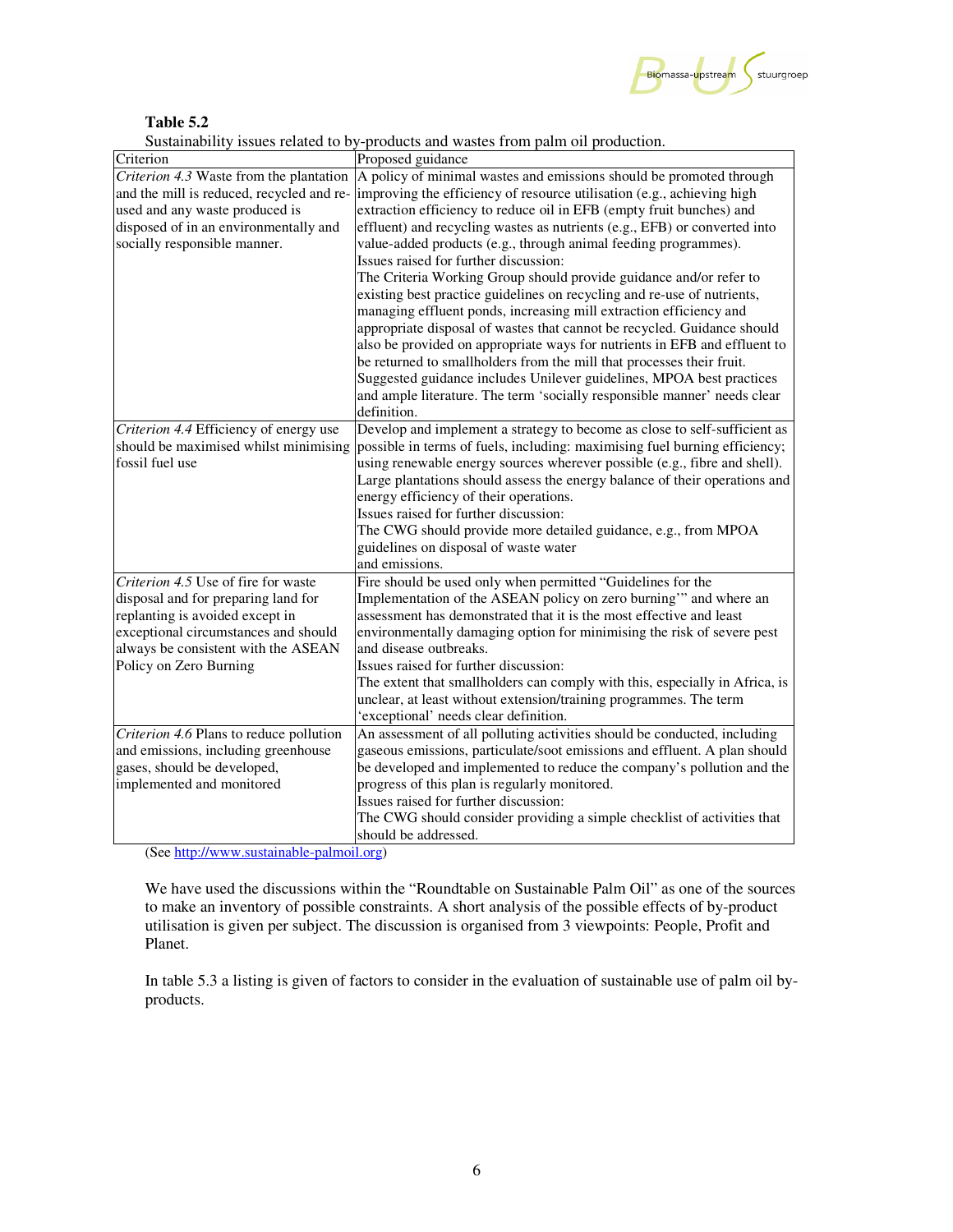**Table 5.2**

Sustainability issues related to by-products and wastes from palm oil production.

| Criterion | Proposed guidance |
|---|---|
| *Criterion 4.3* Waste from the plantation and the mill is reduced, recycled and re-used and any waste produced is disposed of in an environmentally and socially responsible manner. | A policy of minimal wastes and emissions should be promoted through improving the efficiency of resource utilisation (e.g., achieving high extraction efficiency to reduce oil in EFB (empty fruit bunches) and effluent) and recycling wastes as nutrients (e.g., EFB) or converted into value-added products (e.g., through animal feeding programmes).<br>Issues raised for further discussion:<br>The Criteria Working Group should provide guidance and/or refer to existing best practice guidelines on recycling and re-use of nutrients, managing effluent ponds, increasing mill extraction efficiency and appropriate disposal of wastes that cannot be recycled. Guidance should also be provided on appropriate ways for nutrients in EFB and effluent to be returned to smallholders from the mill that processes their fruit. Suggested guidance includes Unilever guidelines, MPOA best practices and ample literature. The term 'socially responsible manner' needs clear definition. |
| *Criterion 4.4* Efficiency of energy use should be maximised whilst minimising fossil fuel use | Develop and implement a strategy to become as close to self-sufficient as possible in terms of fuels, including: maximising fuel burning efficiency; using renewable energy sources wherever possible (e.g., fibre and shell). Large plantations should assess the energy balance of their operations and energy efficiency of their operations.<br>Issues raised for further discussion:<br>The CWG should provide more detailed guidance, e.g., from MPOA guidelines on disposal of waste water and emissions. |
| *Criterion 4.5* Use of fire for waste disposal and for preparing land for replanting is avoided except in exceptional circumstances and should always be consistent with the ASEAN Policy on Zero Burning | Fire should be used only when permitted "Guidelines for the Implementation of the ASEAN policy on zero burning'" and where an assessment has demonstrated that it is the most effective and least environmentally damaging option for minimising the risk of severe pest and disease outbreaks.<br>Issues raised for further discussion:<br>The extent that smallholders can comply with this, especially in Africa, is unclear, at least without extension/training programmes. The term 'exceptional' needs clear definition. |
| *Criterion 4.6* Plans to reduce pollution and emissions, including greenhouse gases, should be developed, implemented and monitored | An assessment of all polluting activities should be conducted, including gaseous emissions, particulate/soot emissions and effluent. A plan should be developed and implemented to reduce the company's pollution and the progress of this plan is regularly monitored.<br>Issues raised for further discussion:<br>The CWG should consider providing a simple checklist of activities that should be addressed. |

(See http://www.sustainable-palmoil.org)

We have used the discussions within the "Roundtable on Sustainable Palm Oil" as one of the sources to make an inventory of possible constraints. A short analysis of the possible effects of by-product utilisation is given per subject. The discussion is organised from 3 viewpoints: People, Profit and Planet.

In table 5.3 a listing is given of factors to consider in the evaluation of sustainable use of palm oil by-products.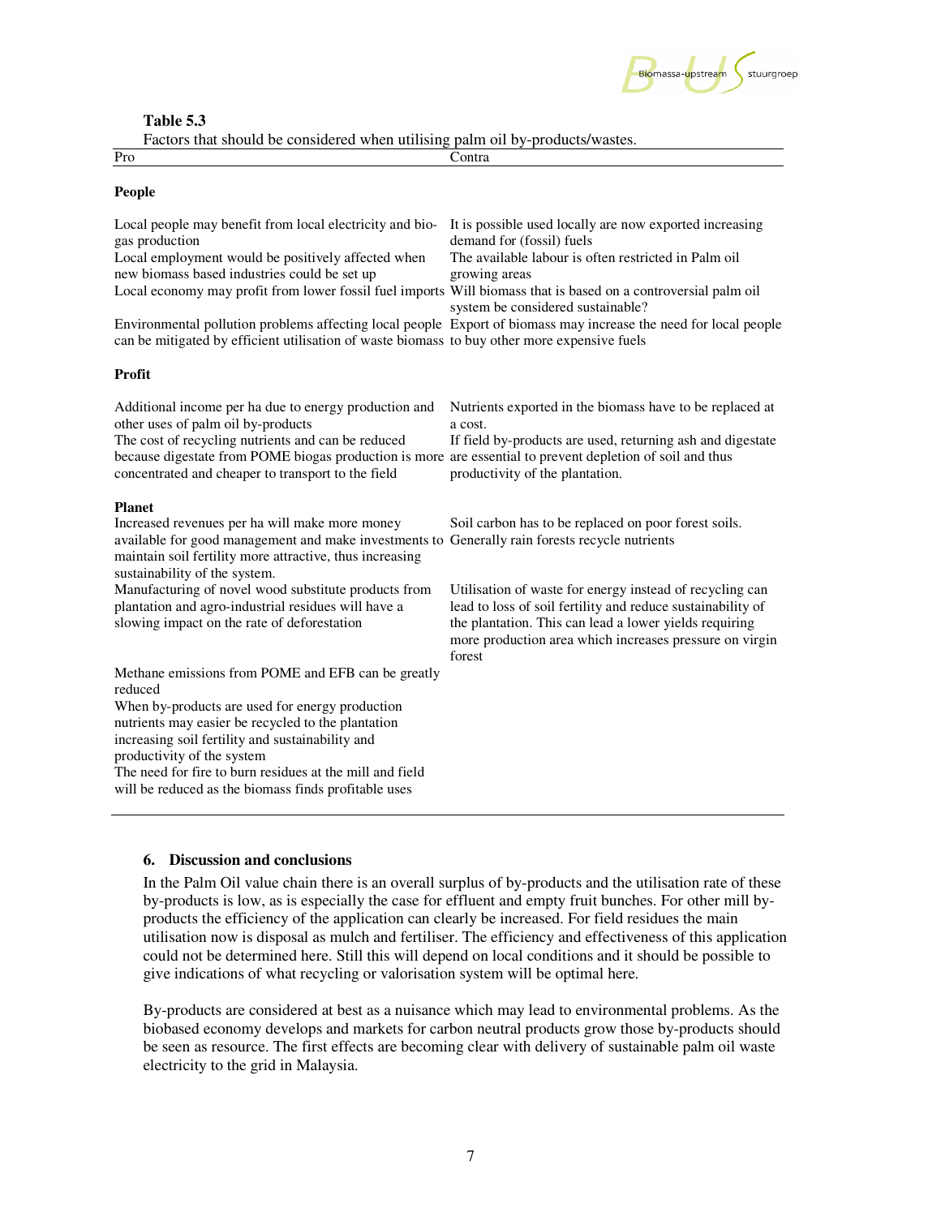**Table 5.3**
Factors that should be considered when utilising palm oil by-products/wastes.

| Pro | Contra |
|---|---|
| **People** | |
| Local people may benefit from local electricity and bio-gas production | It is possible used locally are now exported increasing demand for (fossil) fuels |
| Local employment would be positively affected when new biomass based industries could be set up | The available labour is often restricted in Palm oil growing areas |
| Local economy may profit from lower fossil fuel imports | Will biomass that is based on a controversial palm oil system be considered sustainable? |
| Environmental pollution problems affecting local people can be mitigated by efficient utilisation of waste biomass | Export of biomass may increase the need for local people to buy other more expensive fuels |
| **Profit** | |
| Additional income per ha due to energy production and other uses of palm oil by-products | Nutrients exported in the biomass have to be replaced at a cost. |
| The cost of recycling nutrients and can be reduced because digestate from POME biogas production is more concentrated and cheaper to transport to the field | If field by-products are used, returning ash and digestate are essential to prevent depletion of soil and thus productivity of the plantation. |
| **Planet** | |
| Increased revenues per ha will make more money available for good management and make investments to maintain soil fertility more attractive, thus increasing sustainability of the system. | Soil carbon has to be replaced on poor forest soils. Generally rain forests recycle nutrients |
| Manufacturing of novel wood substitute products from plantation and agro-industrial residues will have a slowing impact on the rate of deforestation | Utilisation of waste for energy instead of recycling can lead to loss of soil fertility and reduce sustainability of the plantation. This can lead a lower yields requiring more production area which increases pressure on virgin forest |
| Methane emissions from POME and EFB can be greatly reduced | |
| When by-products are used for energy production nutrients may easier be recycled to the plantation increasing soil fertility and sustainability and productivity of the system | |
| The need for fire to burn residues at the mill and field will be reduced as the biomass finds profitable uses | |

## 6. Discussion and conclusions

In the Palm Oil value chain there is an overall surplus of by-products and the utilisation rate of these by-products is low, as is especially the case for effluent and empty fruit bunches. For other mill by-products the efficiency of the application can clearly be increased. For field residues the main utilisation now is disposal as mulch and fertiliser. The efficiency and effectiveness of this application could not be determined here. Still this will depend on local conditions and it should be possible to give indications of what recycling or valorisation system will be optimal here.

By-products are considered at best as a nuisance which may lead to environmental problems. As the biobased economy develops and markets for carbon neutral products grow those by-products should be seen as resource. The first effects are becoming clear with delivery of sustainable palm oil waste electricity to the grid in Malaysia.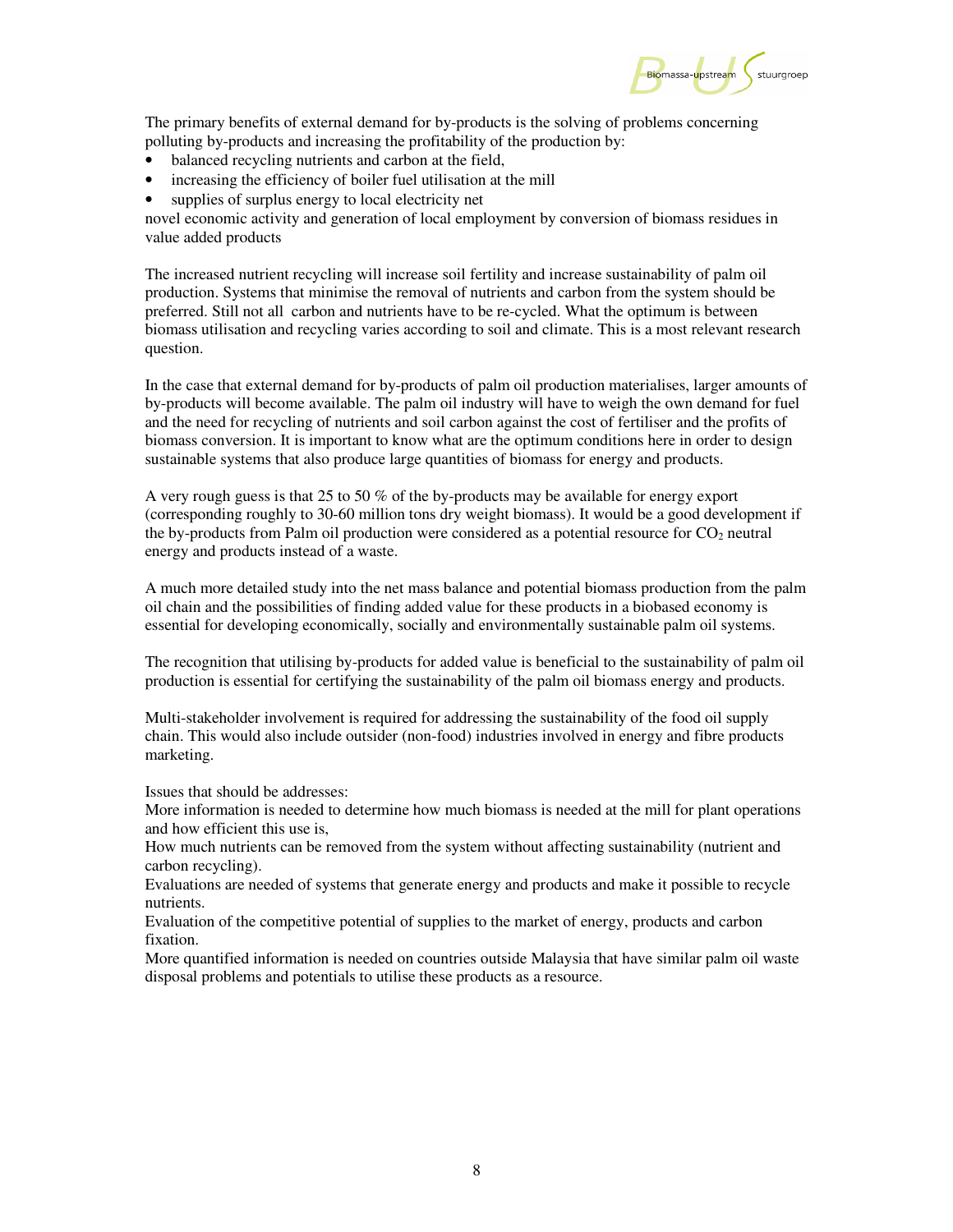The primary benefits of external demand for by-products is the solving of problems concerning polluting by-products and increasing the profitability of the production by:

- balanced recycling nutrients and carbon at the field,
- increasing the efficiency of boiler fuel utilisation at the mill
- supplies of surplus energy to local electricity net

novel economic activity and generation of local employment by conversion of biomass residues in value added products

The increased nutrient recycling will increase soil fertility and increase sustainability of palm oil production. Systems that minimise the removal of nutrients and carbon from the system should be preferred. Still not all carbon and nutrients have to be re-cycled. What the optimum is between biomass utilisation and recycling varies according to soil and climate. This is a most relevant research question.

In the case that external demand for by-products of palm oil production materialises, larger amounts of by-products will become available. The palm oil industry will have to weigh the own demand for fuel and the need for recycling of nutrients and soil carbon against the cost of fertiliser and the profits of biomass conversion. It is important to know what are the optimum conditions here in order to design sustainable systems that also produce large quantities of biomass for energy and products.

A very rough guess is that 25 to 50 % of the by-products may be available for energy export (corresponding roughly to 30-60 million tons dry weight biomass). It would be a good development if the by-products from Palm oil production were considered as a potential resource for $CO_2$ neutral energy and products instead of a waste.

A much more detailed study into the net mass balance and potential biomass production from the palm oil chain and the possibilities of finding added value for these products in a biobased economy is essential for developing economically, socially and environmentally sustainable palm oil systems.

The recognition that utilising by-products for added value is beneficial to the sustainability of palm oil production is essential for certifying the sustainability of the palm oil biomass energy and products.

Multi-stakeholder involvement is required for addressing the sustainability of the food oil supply chain. This would also include outsider (non-food) industries involved in energy and fibre products marketing.

Issues that should be addresses:
More information is needed to determine how much biomass is needed at the mill for plant operations and how efficient this use is,
How much nutrients can be removed from the system without affecting sustainability (nutrient and carbon recycling).
Evaluations are needed of systems that generate energy and products and make it possible to recycle nutrients.
Evaluation of the competitive potential of supplies to the market of energy, products and carbon fixation.
More quantified information is needed on countries outside Malaysia that have similar palm oil waste disposal problems and potentials to utilise these products as a resource.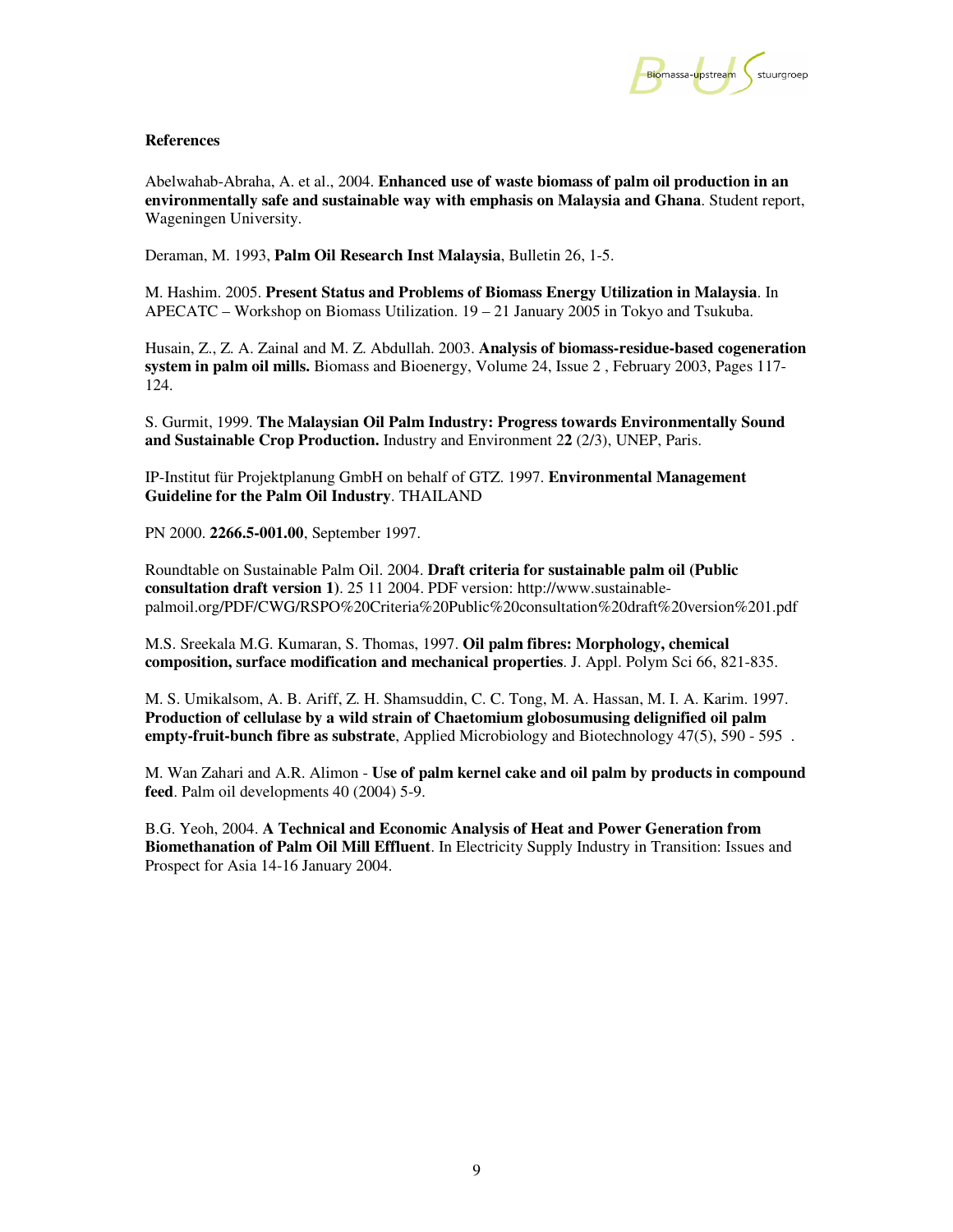**References**

Abelwahab-Abraha, A. et al., 2004. **Enhanced use of waste biomass of palm oil production in an environmentally safe and sustainable way with emphasis on Malaysia and Ghana**. Student report, Wageningen University.

Deraman, M. 1993, **Palm Oil Research Inst Malaysia**, Bulletin 26, 1-5.

M. Hashim. 2005. **Present Status and Problems of Biomass Energy Utilization in Malaysia**. In APECATC – Workshop on Biomass Utilization. 19 – 21 January 2005 in Tokyo and Tsukuba.

Husain, Z., Z. A. Zainal and M. Z. Abdullah. 2003. **Analysis of biomass-residue-based cogeneration system in palm oil mills.** Biomass and Bioenergy, Volume 24, Issue 2 , February 2003, Pages 117-124.

S. Gurmit, 1999. **The Malaysian Oil Palm Industry: Progress towards Environmentally Sound and Sustainable Crop Production.** Industry and Environment 2**2** (2/3), UNEP, Paris.

IP-Institut für Projektplanung GmbH on behalf of GTZ. 1997. **Environmental Management Guideline for the Palm Oil Industry**. THAILAND

PN 2000. **2266.5-001.00**, September 1997.

Roundtable on Sustainable Palm Oil. 2004. **Draft criteria for sustainable palm oil (Public consultation draft version 1)**. 25 11 2004. PDF version: http://www.sustainable-palmoil.org/PDF/CWG/RSPO%20Criteria%20Public%20consultation%20draft%20version%201.pdf

M.S. Sreekala M.G. Kumaran, S. Thomas, 1997. **Oil palm fibres: Morphology, chemical composition, surface modification and mechanical properties**. J. Appl. Polym Sci 66, 821-835.

M. S. Umikalsom, A. B. Ariff, Z. H. Shamsuddin, C. C. Tong, M. A. Hassan, M. I. A. Karim. 1997. **Production of cellulase by a wild strain of Chaetomium globosumusing delignified oil palm empty-fruit-bunch fibre as substrate**, Applied Microbiology and Biotechnology 47(5), 590 - 595 .

M. Wan Zahari and A.R. Alimon - **Use of palm kernel cake and oil palm by products in compound feed**. Palm oil developments 40 (2004) 5-9.

B.G. Yeoh, 2004. **A Technical and Economic Analysis of Heat and Power Generation from Biomethanation of Palm Oil Mill Effluent**. In Electricity Supply Industry in Transition: Issues and Prospect for Asia 14-16 January 2004.